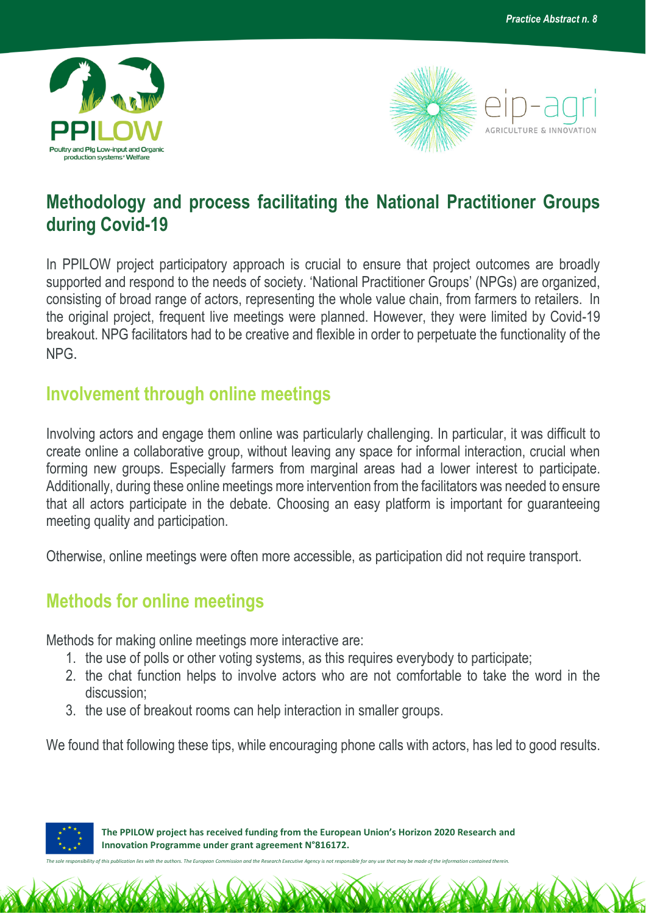Practice Abstract n. 8

PPILOW
Poultry and Pig Low-input and Organic production systems' Welfare

eip-agri
AGRICULTURE & INNOVATION

# Methodology and process facilitating the National Practitioner Groups during Covid-19

In PPILOW project participatory approach is crucial to ensure that project outcomes are broadly supported and respond to the needs of society. 'National Practitioner Groups' (NPGs) are organized, consisting of broad range of actors, representing the whole value chain, from farmers to retailers. In the original project, frequent live meetings were planned. However, they were limited by Covid-19 breakout. NPG facilitators had to be creative and flexible in order to perpetuate the functionality of the NPG.

## Involvement through online meetings

Involving actors and engage them online was particularly challenging. In particular, it was difficult to create online a collaborative group, without leaving any space for informal interaction, crucial when forming new groups. Especially farmers from marginal areas had a lower interest to participate. Additionally, during these online meetings more intervention from the facilitators was needed to ensure that all actors participate in the debate. Choosing an easy platform is important for guaranteeing meeting quality and participation.

Otherwise, online meetings were often more accessible, as participation did not require transport.

## Methods for online meetings

Methods for making online meetings more interactive are:

1. the use of polls or other voting systems, as this requires everybody to participate;
2. the chat function helps to involve actors who are not comfortable to take the word in the discussion;
3. the use of breakout rooms can help interaction in smaller groups.

We found that following these tips, while encouraging phone calls with actors, has led to good results.

**The PPILOW project has received funding from the European Union's Horizon 2020 Research and Innovation Programme under grant agreement N°816172.**

*The sole responsibility of this publication lies with the authors. The European Commission and the Research Executive Agency is not responsible for any use that may be made of the information contained therein.*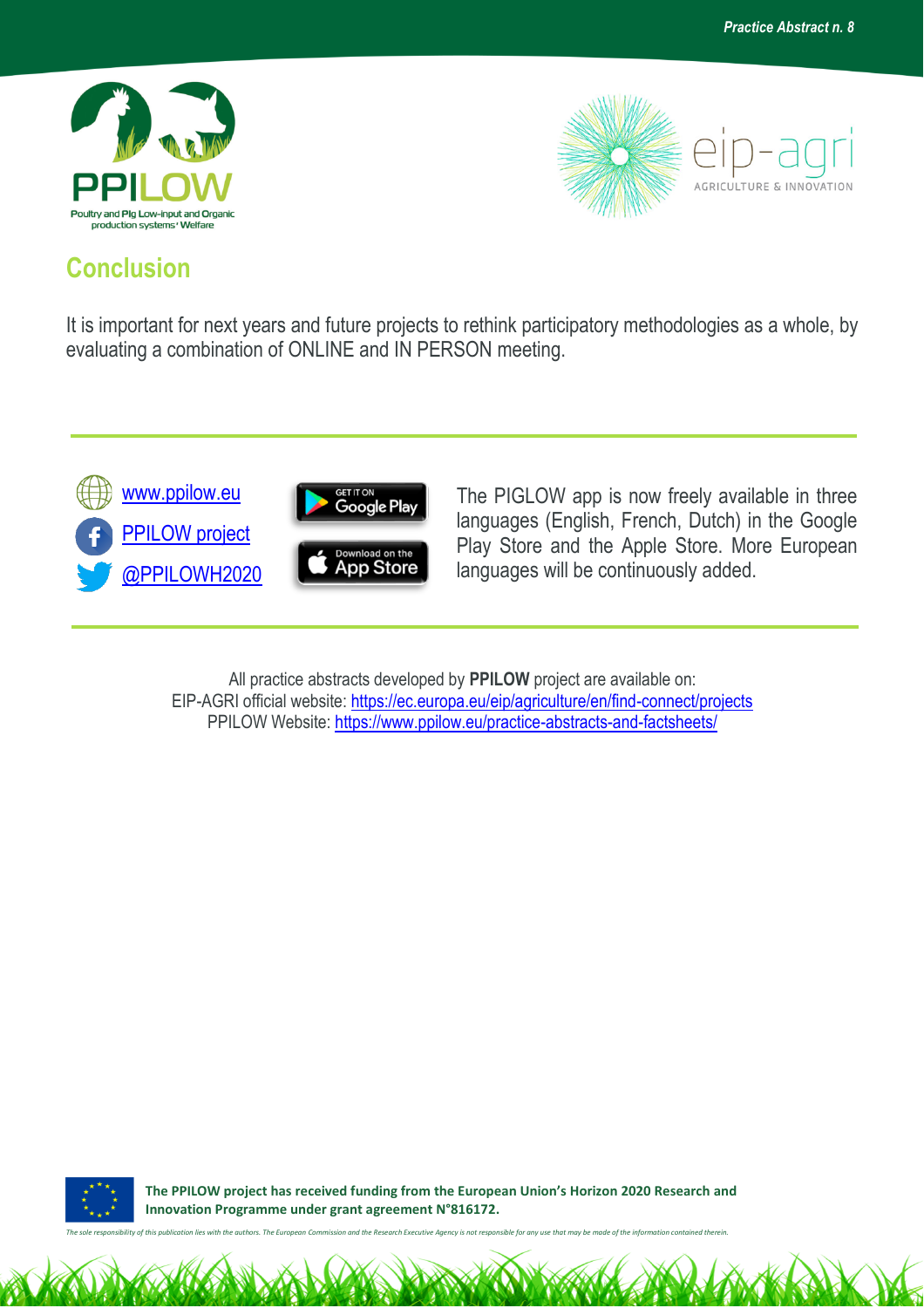## Conclusion

It is important for next years and future projects to rethink participatory methodologies as a whole, by evaluating a combination of ONLINE and IN PERSON meeting.

[www.ppilow.eu](www.ppilow.eu)

PPILOW project

@PPILOWH2020

The PIGLOW app is now freely available in three languages (English, French, Dutch) in the Google Play Store and the Apple Store. More European languages will be continuously added.

All practice abstracts developed by **PPILOW** project are available on:
EIP-AGRI official website: https://ec.europa.eu/eip/agriculture/en/find-connect/projects
PPILOW Website: https://www.ppilow.eu/practice-abstracts-and-factsheets/

**The PPILOW project has received funding from the European Union's Horizon 2020 Research and Innovation Programme under grant agreement N°816172.**

*The sole responsibility of this publication lies with the authors. The European Commission and the Research Executive Agency is not responsible for any use that may be made of the information contained therein.*